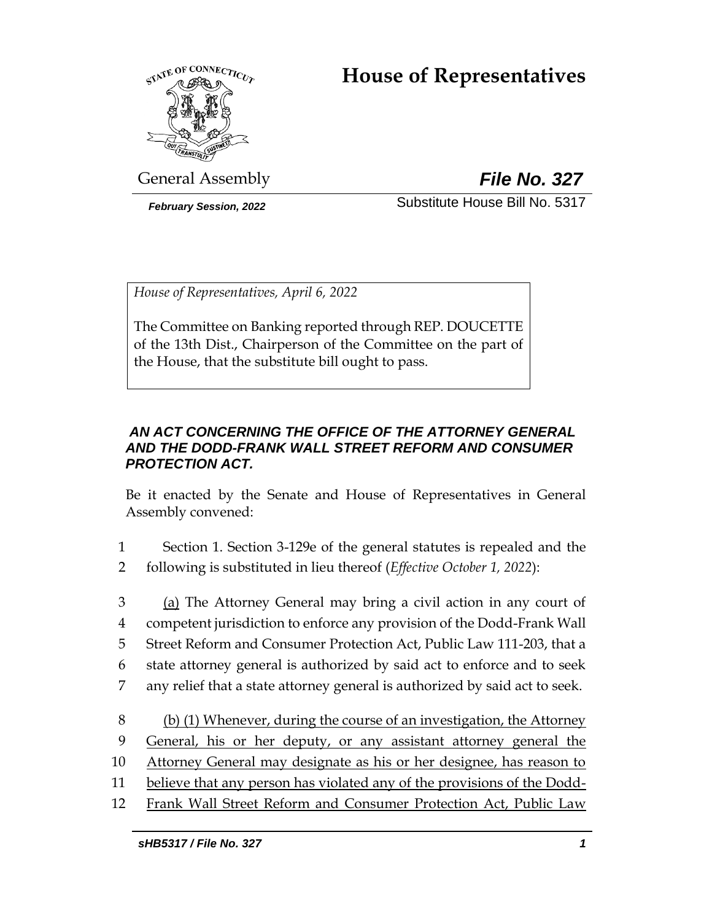# House of Representatives

General Assembly

***File No. 327***

***February Session, 2022***

Substitute House Bill No. 5317

*House of Representatives, April 6, 2022*

The Committee on Banking reported through REP. DOUCETTE of the 13th Dist., Chairperson of the Committee on the part of the House, that the substitute bill ought to pass.

***AN ACT CONCERNING THE OFFICE OF THE ATTORNEY GENERAL AND THE DODD-FRANK WALL STREET REFORM AND CONSUMER PROTECTION ACT.***

Be it enacted by the Senate and House of Representatives in General Assembly convened:

1 Section 1. Section 3-129e of the general statutes is repealed and the
2 following is substituted in lieu thereof (*Effective October 1, 2022*):

3 <u>(a)</u> The Attorney General may bring a civil action in any court of
4 competent jurisdiction to enforce any provision of the Dodd-Frank Wall
5 Street Reform and Consumer Protection Act, Public Law 111-203, that a
6 state attorney general is authorized by said act to enforce and to seek
7 any relief that a state attorney general is authorized by said act to seek.

8 <u>(b) (1) Whenever, during the course of an investigation, the Attorney</u>
9 <u>General, his or her deputy, or any assistant attorney general the</u>
10 <u>Attorney General may designate as his or her designee, has reason to</u>
11 <u>believe that any person has violated any of the provisions of the Dodd-</u>
12 <u>Frank Wall Street Reform and Consumer Protection Act, Public Law</u>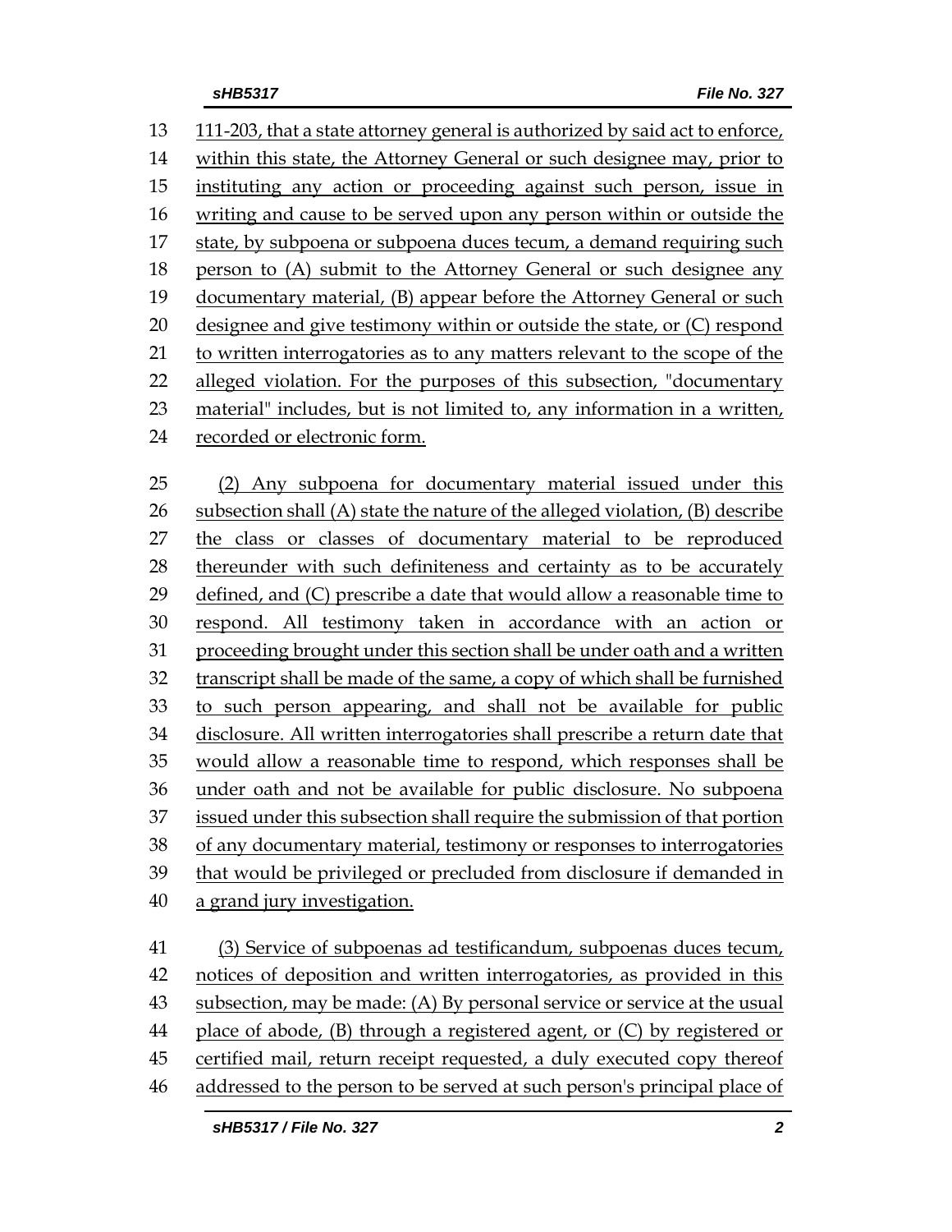111-203, that a state attorney general is authorized by said act to enforce, within this state, the Attorney General or such designee may, prior to instituting any action or proceeding against such person, issue in writing and cause to be served upon any person within or outside the state, by subpoena or subpoena duces tecum, a demand requiring such person to (A) submit to the Attorney General or such designee any documentary material, (B) appear before the Attorney General or such designee and give testimony within or outside the state, or (C) respond to written interrogatories as to any matters relevant to the scope of the alleged violation. For the purposes of this subsection, "documentary material" includes, but is not limited to, any information in a written, recorded or electronic form.

(2) Any subpoena for documentary material issued under this subsection shall (A) state the nature of the alleged violation, (B) describe the class or classes of documentary material to be reproduced thereunder with such definiteness and certainty as to be accurately defined, and (C) prescribe a date that would allow a reasonable time to respond. All testimony taken in accordance with an action or proceeding brought under this section shall be under oath and a written transcript shall be made of the same, a copy of which shall be furnished to such person appearing, and shall not be available for public disclosure. All written interrogatories shall prescribe a return date that would allow a reasonable time to respond, which responses shall be under oath and not be available for public disclosure. No subpoena issued under this subsection shall require the submission of that portion of any documentary material, testimony or responses to interrogatories that would be privileged or precluded from disclosure if demanded in a grand jury investigation.

(3) Service of subpoenas ad testificandum, subpoenas duces tecum, notices of deposition and written interrogatories, as provided in this subsection, may be made: (A) By personal service or service at the usual place of abode, (B) through a registered agent, or (C) by registered or certified mail, return receipt requested, a duly executed copy thereof addressed to the person to be served at such person's principal place of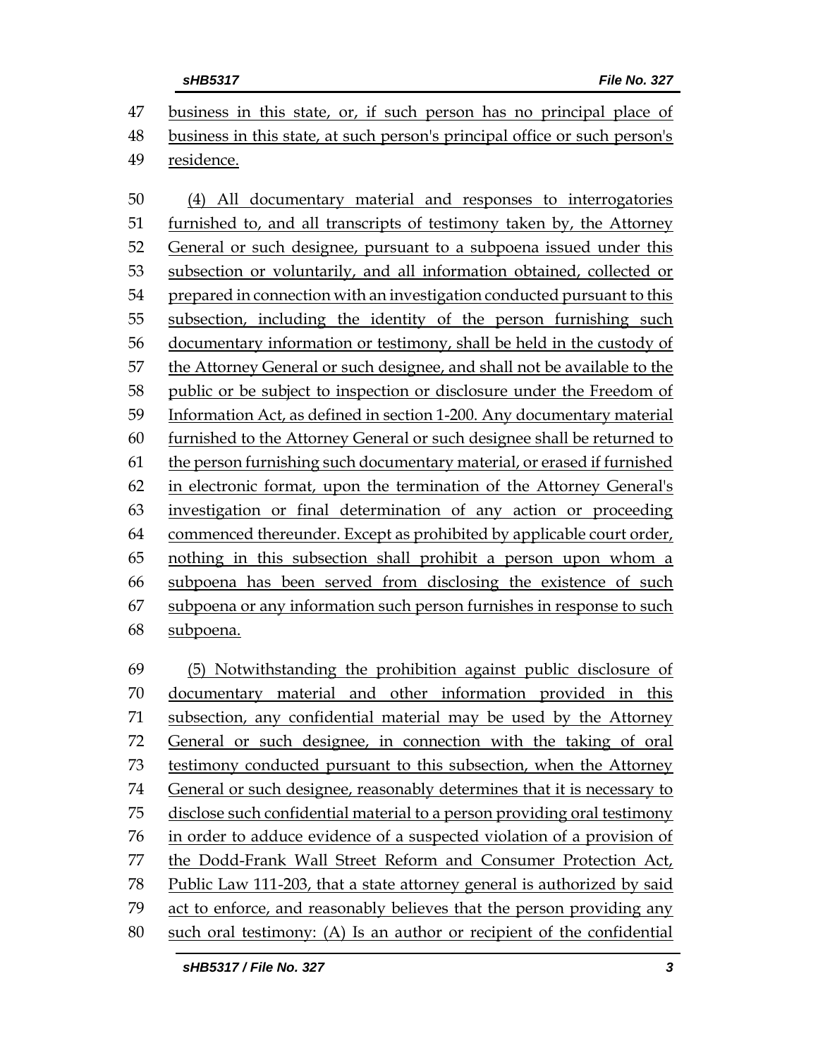business in this state, or, if such person has no principal place of business in this state, at such person's principal office or such person's residence.

(4) All documentary material and responses to interrogatories furnished to, and all transcripts of testimony taken by, the Attorney General or such designee, pursuant to a subpoena issued under this subsection or voluntarily, and all information obtained, collected or prepared in connection with an investigation conducted pursuant to this subsection, including the identity of the person furnishing such documentary information or testimony, shall be held in the custody of the Attorney General or such designee, and shall not be available to the public or be subject to inspection or disclosure under the Freedom of Information Act, as defined in section 1-200. Any documentary material furnished to the Attorney General or such designee shall be returned to the person furnishing such documentary material, or erased if furnished in electronic format, upon the termination of the Attorney General's investigation or final determination of any action or proceeding commenced thereunder. Except as prohibited by applicable court order, nothing in this subsection shall prohibit a person upon whom a subpoena has been served from disclosing the existence of such subpoena or any information such person furnishes in response to such subpoena.

(5) Notwithstanding the prohibition against public disclosure of documentary material and other information provided in this subsection, any confidential material may be used by the Attorney General or such designee, in connection with the taking of oral testimony conducted pursuant to this subsection, when the Attorney General or such designee, reasonably determines that it is necessary to disclose such confidential material to a person providing oral testimony in order to adduce evidence of a suspected violation of a provision of the Dodd-Frank Wall Street Reform and Consumer Protection Act, Public Law 111-203, that a state attorney general is authorized by said act to enforce, and reasonably believes that the person providing any such oral testimony: (A) Is an author or recipient of the confidential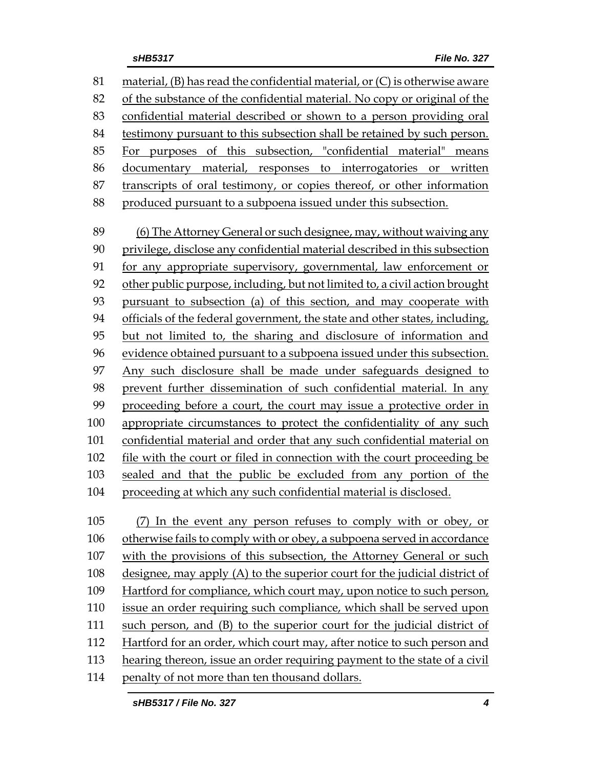material, (B) has read the confidential material, or (C) is otherwise aware of the substance of the confidential material. No copy or original of the confidential material described or shown to a person providing oral testimony pursuant to this subsection shall be retained by such person. For purposes of this subsection, "confidential material" means documentary material, responses to interrogatories or written transcripts of oral testimony, or copies thereof, or other information produced pursuant to a subpoena issued under this subsection.

(6) The Attorney General or such designee, may, without waiving any privilege, disclose any confidential material described in this subsection for any appropriate supervisory, governmental, law enforcement or other public purpose, including, but not limited to, a civil action brought pursuant to subsection (a) of this section, and may cooperate with officials of the federal government, the state and other states, including, but not limited to, the sharing and disclosure of information and evidence obtained pursuant to a subpoena issued under this subsection. Any such disclosure shall be made under safeguards designed to prevent further dissemination of such confidential material. In any proceeding before a court, the court may issue a protective order in appropriate circumstances to protect the confidentiality of any such confidential material and order that any such confidential material on file with the court or filed in connection with the court proceeding be sealed and that the public be excluded from any portion of the proceeding at which any such confidential material is disclosed.

(7) In the event any person refuses to comply with or obey, or otherwise fails to comply with or obey, a subpoena served in accordance with the provisions of this subsection, the Attorney General or such designee, may apply (A) to the superior court for the judicial district of Hartford for compliance, which court may, upon notice to such person, issue an order requiring such compliance, which shall be served upon such person, and (B) to the superior court for the judicial district of Hartford for an order, which court may, after notice to such person and hearing thereon, issue an order requiring payment to the state of a civil penalty of not more than ten thousand dollars.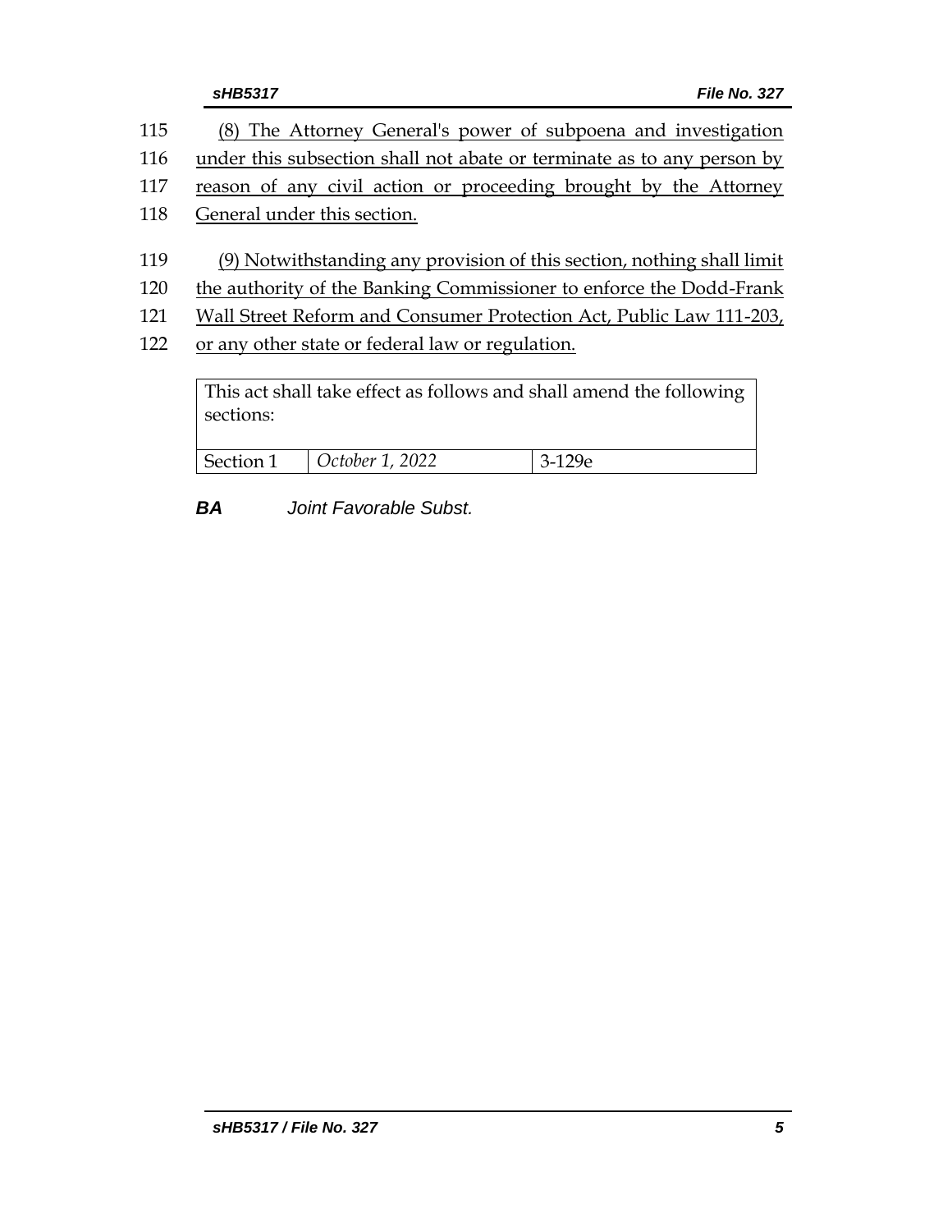115 (8) The Attorney General's power of subpoena and investigation
116 under this subsection shall not abate or terminate as to any person by
117 reason of any civil action or proceeding brought by the Attorney
118 General under this section.

119 (9) Notwithstanding any provision of this section, nothing shall limit
120 the authority of the Banking Commissioner to enforce the Dodd-Frank
121 Wall Street Reform and Consumer Protection Act, Public Law 111-203,
122 or any other state or federal law or regulation.

| This act shall take effect as follows and shall amend the following sections: | | |
|---|---|---|
| Section 1 | *October 1, 2022* | 3-129e |

***BA*** *Joint Favorable Subst.*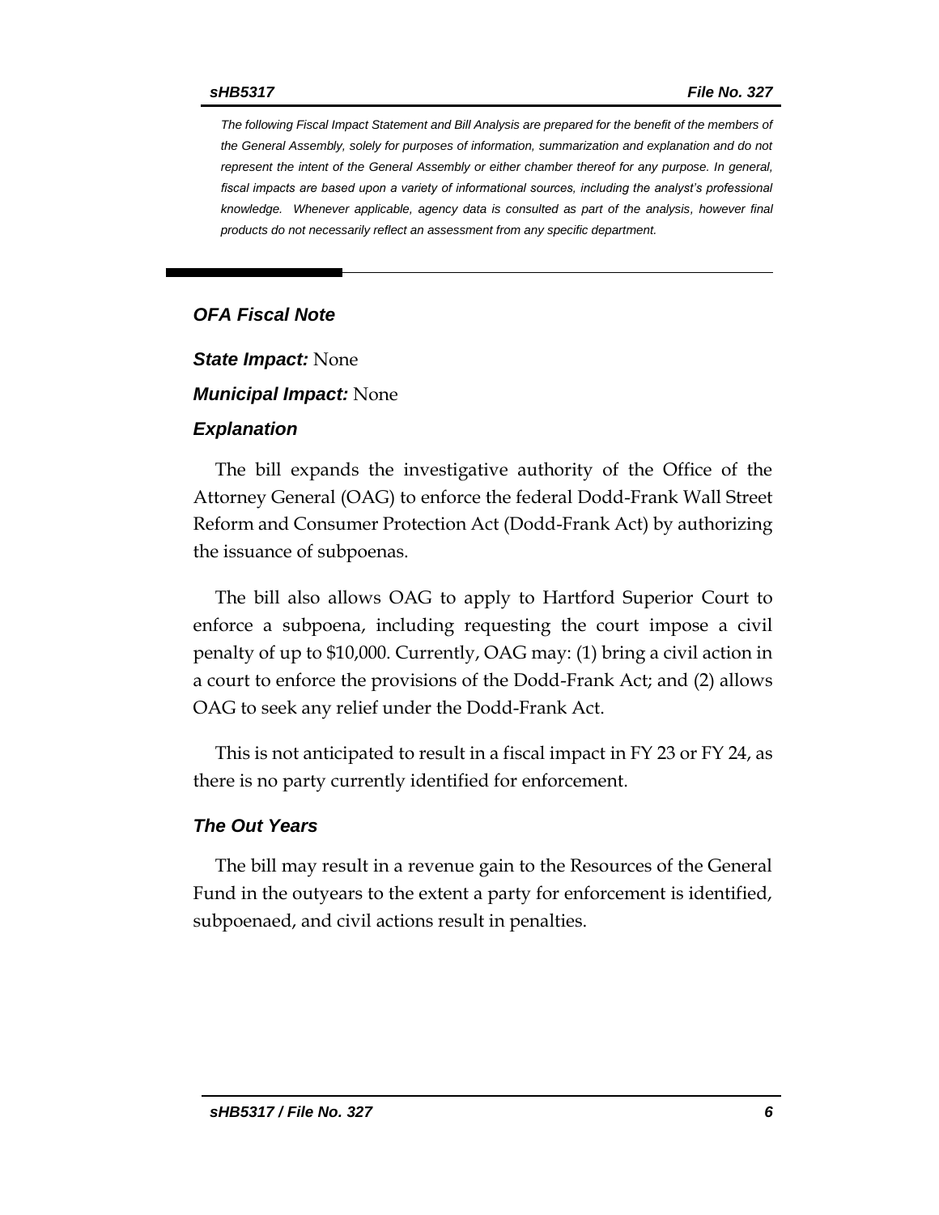*The following Fiscal Impact Statement and Bill Analysis are prepared for the benefit of the members of the General Assembly, solely for purposes of information, summarization and explanation and do not represent the intent of the General Assembly or either chamber thereof for any purpose. In general, fiscal impacts are based upon a variety of informational sources, including the analyst's professional knowledge. Whenever applicable, agency data is consulted as part of the analysis, however final products do not necessarily reflect an assessment from any specific department.*

## *OFA Fiscal Note*

***State Impact:*** None

***Municipal Impact:*** None

### *Explanation*

The bill expands the investigative authority of the Office of the Attorney General (OAG) to enforce the federal Dodd-Frank Wall Street Reform and Consumer Protection Act (Dodd-Frank Act) by authorizing the issuance of subpoenas.

The bill also allows OAG to apply to Hartford Superior Court to enforce a subpoena, including requesting the court impose a civil penalty of up to $10,000. Currently, OAG may: (1) bring a civil action in a court to enforce the provisions of the Dodd-Frank Act; and (2) allows OAG to seek any relief under the Dodd-Frank Act.

This is not anticipated to result in a fiscal impact in FY 23 or FY 24, as there is no party currently identified for enforcement.

### *The Out Years*

The bill may result in a revenue gain to the Resources of the General Fund in the outyears to the extent a party for enforcement is identified, subpoenaed, and civil actions result in penalties.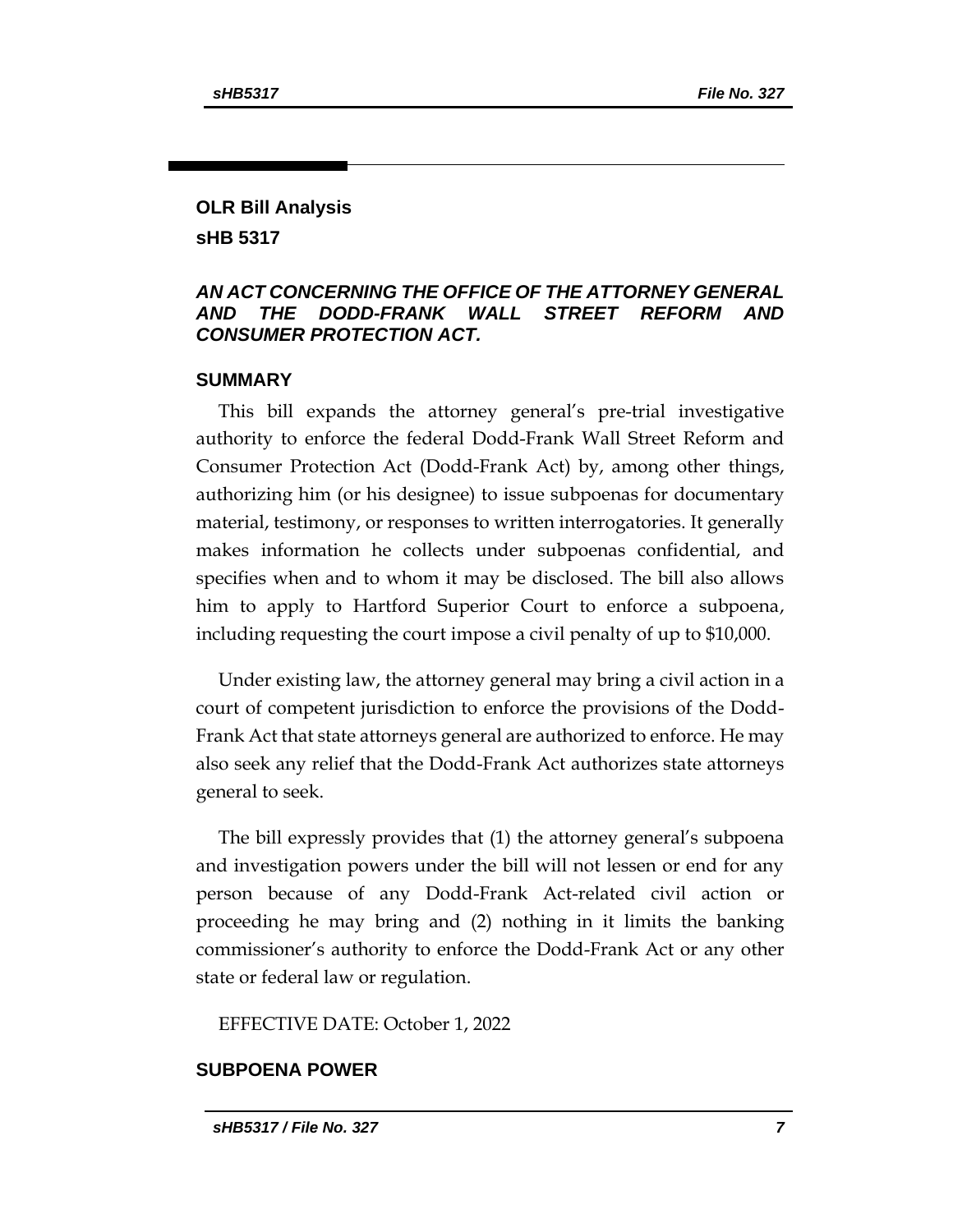## OLR Bill Analysis

## sHB 5317

### *AN ACT CONCERNING THE OFFICE OF THE ATTORNEY GENERAL AND THE DODD-FRANK WALL STREET REFORM AND CONSUMER PROTECTION ACT.*

### SUMMARY

This bill expands the attorney general's pre-trial investigative authority to enforce the federal Dodd-Frank Wall Street Reform and Consumer Protection Act (Dodd-Frank Act) by, among other things, authorizing him (or his designee) to issue subpoenas for documentary material, testimony, or responses to written interrogatories. It generally makes information he collects under subpoenas confidential, and specifies when and to whom it may be disclosed. The bill also allows him to apply to Hartford Superior Court to enforce a subpoena, including requesting the court impose a civil penalty of up to $10,000.

Under existing law, the attorney general may bring a civil action in a court of competent jurisdiction to enforce the provisions of the Dodd-Frank Act that state attorneys general are authorized to enforce. He may also seek any relief that the Dodd-Frank Act authorizes state attorneys general to seek.

The bill expressly provides that (1) the attorney general's subpoena and investigation powers under the bill will not lessen or end for any person because of any Dodd-Frank Act-related civil action or proceeding he may bring and (2) nothing in it limits the banking commissioner's authority to enforce the Dodd-Frank Act or any other state or federal law or regulation.

EFFECTIVE DATE: October 1, 2022

### SUBPOENA POWER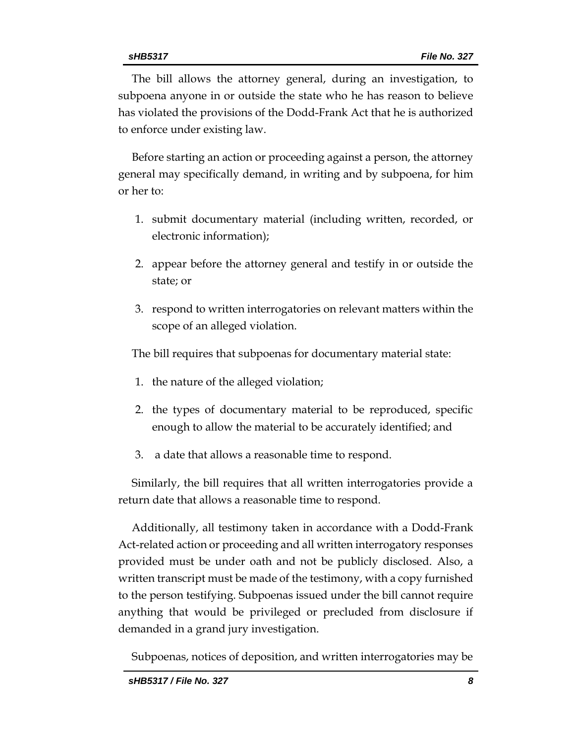The bill allows the attorney general, during an investigation, to subpoena anyone in or outside the state who he has reason to believe has violated the provisions of the Dodd-Frank Act that he is authorized to enforce under existing law.

Before starting an action or proceeding against a person, the attorney general may specifically demand, in writing and by subpoena, for him or her to:

1. submit documentary material (including written, recorded, or electronic information);
2. appear before the attorney general and testify in or outside the state; or
3. respond to written interrogatories on relevant matters within the scope of an alleged violation.

The bill requires that subpoenas for documentary material state:

1. the nature of the alleged violation;
2. the types of documentary material to be reproduced, specific enough to allow the material to be accurately identified; and
3. a date that allows a reasonable time to respond.

Similarly, the bill requires that all written interrogatories provide a return date that allows a reasonable time to respond.

Additionally, all testimony taken in accordance with a Dodd-Frank Act-related action or proceeding and all written interrogatory responses provided must be under oath and not be publicly disclosed. Also, a written transcript must be made of the testimony, with a copy furnished to the person testifying. Subpoenas issued under the bill cannot require anything that would be privileged or precluded from disclosure if demanded in a grand jury investigation.

Subpoenas, notices of deposition, and written interrogatories may be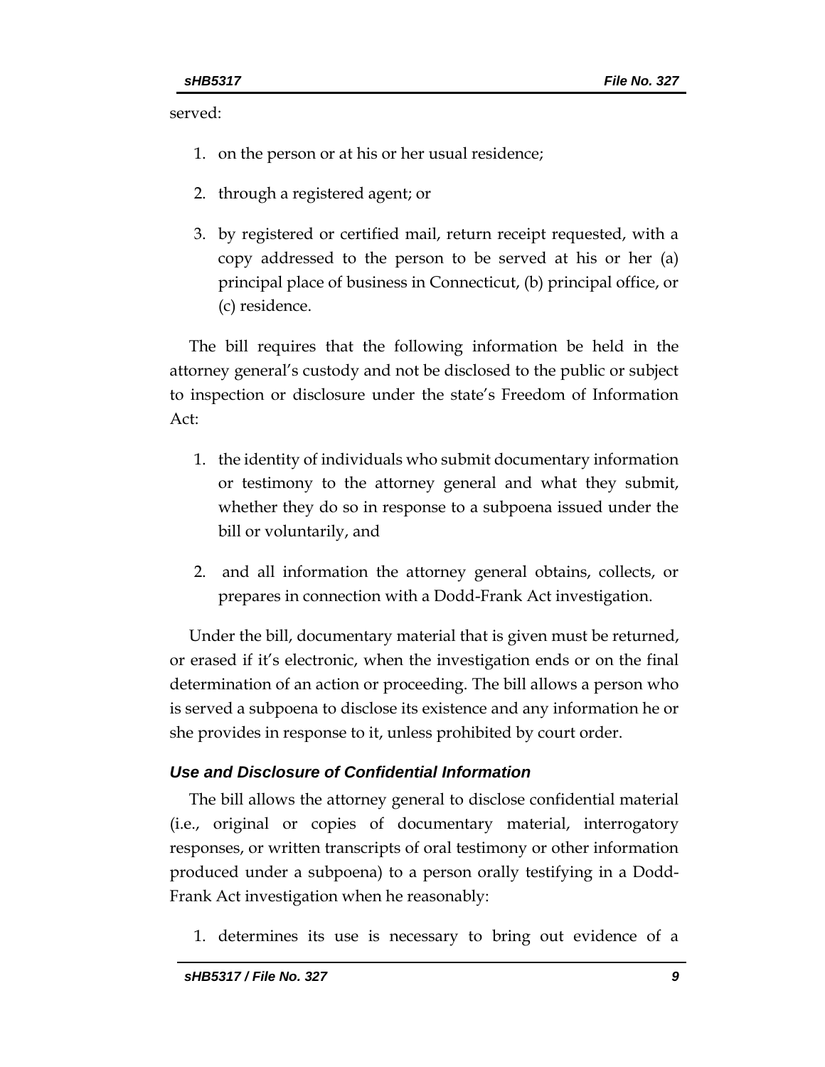served:

1. on the person or at his or her usual residence;
2. through a registered agent; or
3. by registered or certified mail, return receipt requested, with a copy addressed to the person to be served at his or her (a) principal place of business in Connecticut, (b) principal office, or (c) residence.

The bill requires that the following information be held in the attorney general's custody and not be disclosed to the public or subject to inspection or disclosure under the state's Freedom of Information Act:

1. the identity of individuals who submit documentary information or testimony to the attorney general and what they submit, whether they do so in response to a subpoena issued under the bill or voluntarily, and
2. and all information the attorney general obtains, collects, or prepares in connection with a Dodd-Frank Act investigation.

Under the bill, documentary material that is given must be returned, or erased if it's electronic, when the investigation ends or on the final determination of an action or proceeding. The bill allows a person who is served a subpoena to disclose its existence and any information he or she provides in response to it, unless prohibited by court order.

### *Use and Disclosure of Confidential Information*

The bill allows the attorney general to disclose confidential material (i.e., original or copies of documentary material, interrogatory responses, or written transcripts of oral testimony or other information produced under a subpoena) to a person orally testifying in a Dodd-Frank Act investigation when he reasonably:

1. determines its use is necessary to bring out evidence of a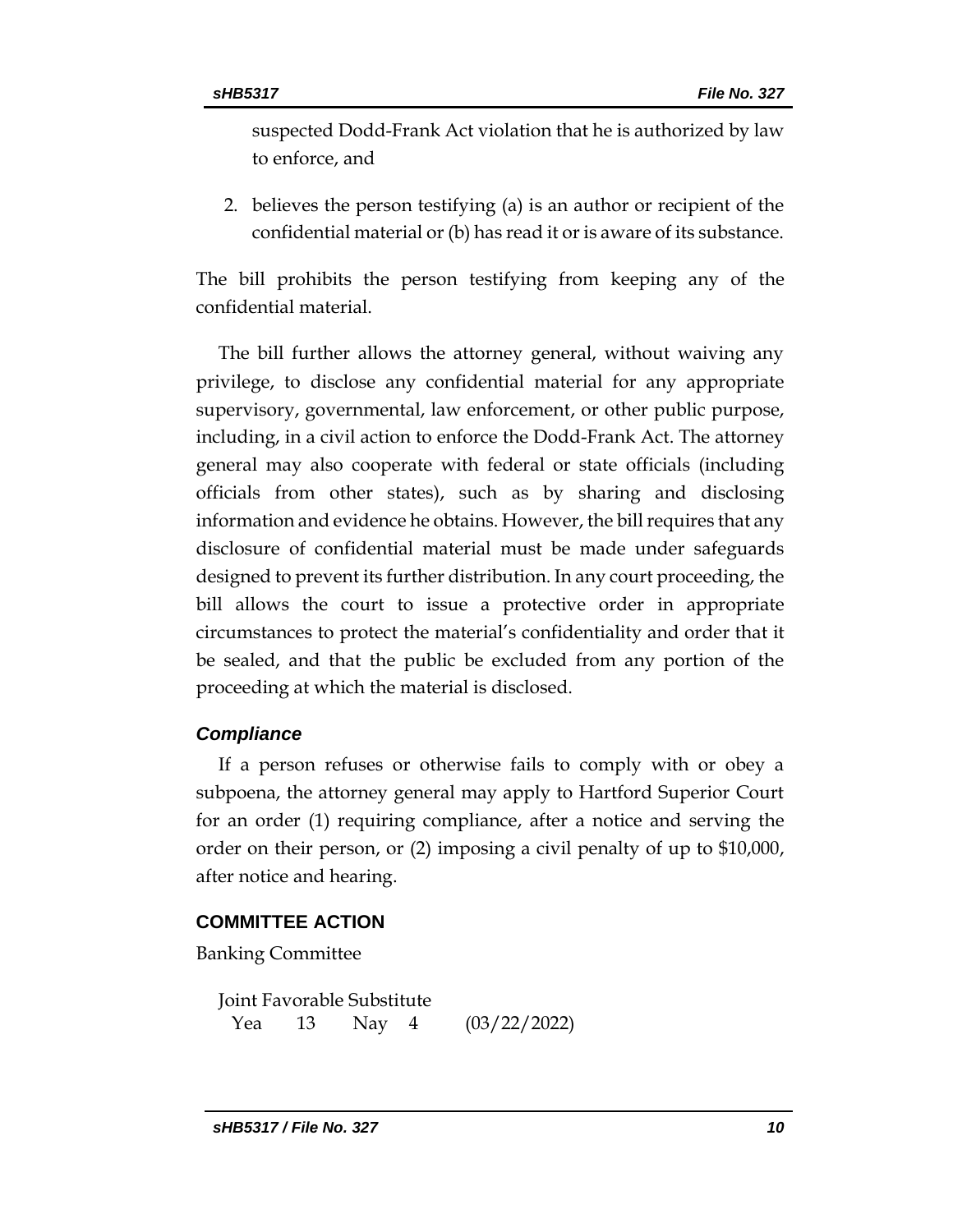suspected Dodd-Frank Act violation that he is authorized by law to enforce, and

2. believes the person testifying (a) is an author or recipient of the confidential material or (b) has read it or is aware of its substance.

The bill prohibits the person testifying from keeping any of the confidential material.

The bill further allows the attorney general, without waiving any privilege, to disclose any confidential material for any appropriate supervisory, governmental, law enforcement, or other public purpose, including, in a civil action to enforce the Dodd-Frank Act. The attorney general may also cooperate with federal or state officials (including officials from other states), such as by sharing and disclosing information and evidence he obtains. However, the bill requires that any disclosure of confidential material must be made under safeguards designed to prevent its further distribution. In any court proceeding, the bill allows the court to issue a protective order in appropriate circumstances to protect the material's confidentiality and order that it be sealed, and that the public be excluded from any portion of the proceeding at which the material is disclosed.

### *Compliance*

If a person refuses or otherwise fails to comply with or obey a subpoena, the attorney general may apply to Hartford Superior Court for an order (1) requiring compliance, after a notice and serving the order on their person, or (2) imposing a civil penalty of up to $10,000, after notice and hearing.

## COMMITTEE ACTION

Banking Committee

| | | | | |
|---|---|---|---|---|
| Joint Favorable Substitute | | | | |
| Yea | 13 | Nay | 4 | (03/22/2022) |